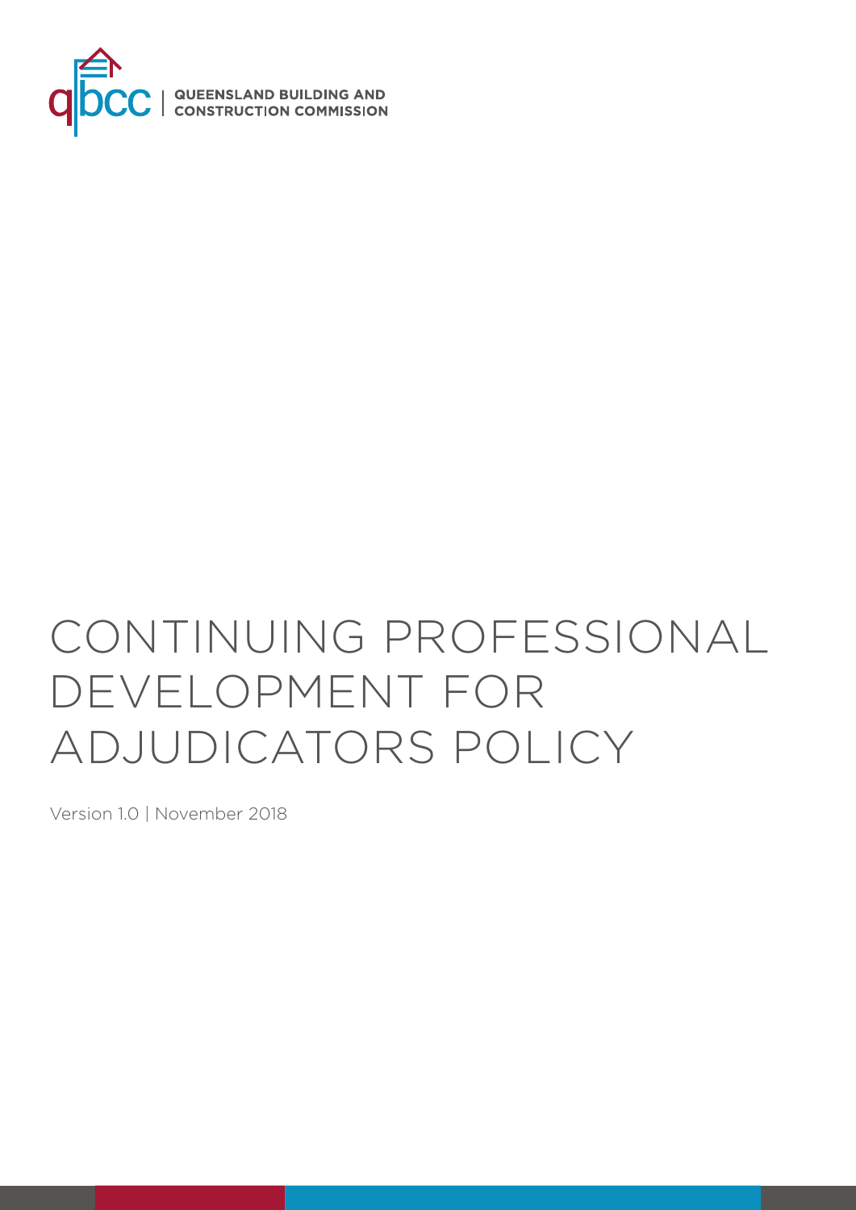QUEENSLAND BUILDING AND CONSTRUCTION COMMISSION

# CONTINUING PROFESSIONAL DEVELOPMENT FOR ADJUDICATORS POLICY

Version 1.0 | November 2018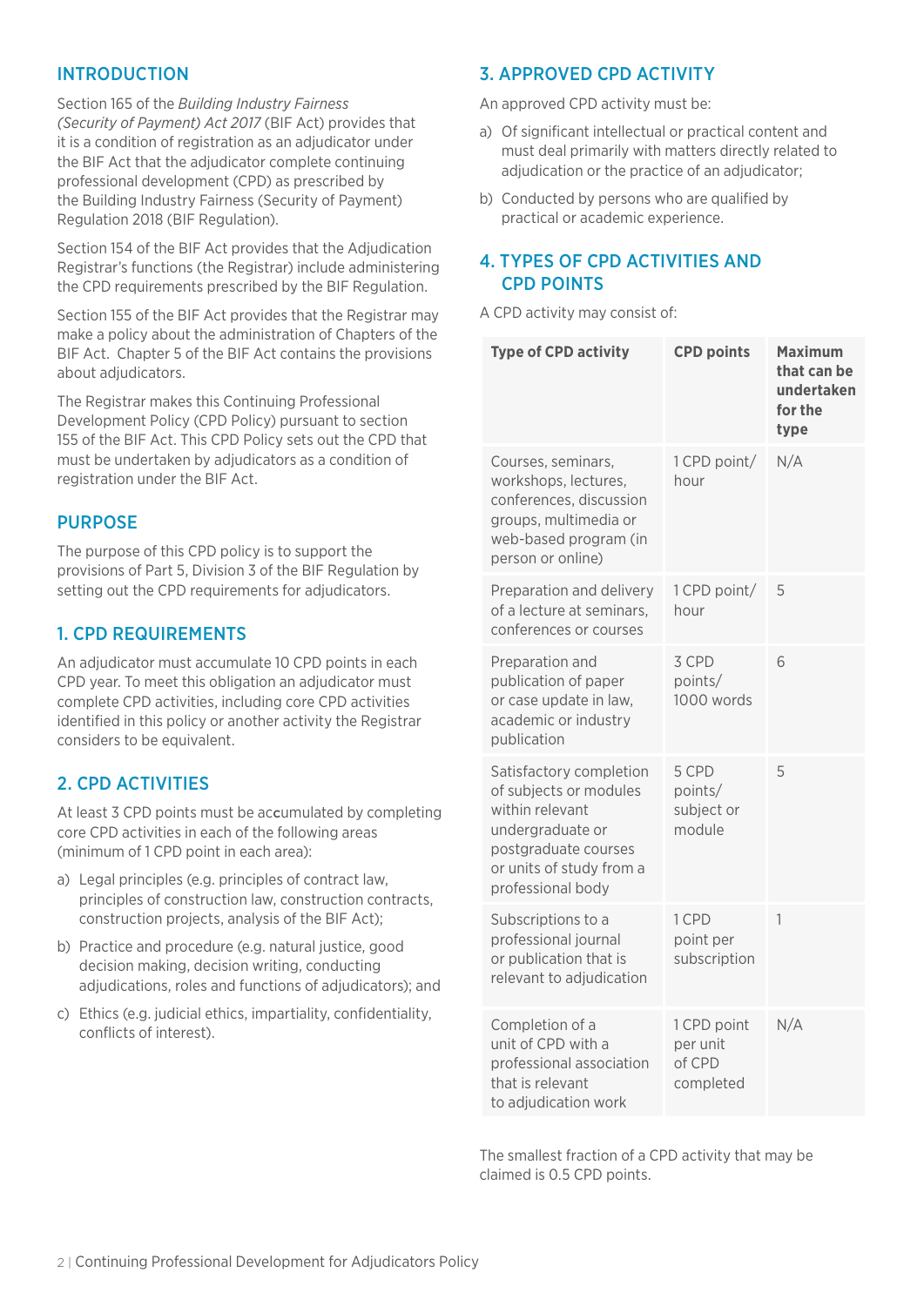## INTRODUCTION

Section 165 of the *Building Industry Fairness (Security of Payment) Act 2017* (BIF Act) provides that it is a condition of registration as an adjudicator under the BIF Act that the adjudicator complete continuing professional development (CPD) as prescribed by the Building Industry Fairness (Security of Payment) Regulation 2018 (BIF Regulation).

Section 154 of the BIF Act provides that the Adjudication Registrar's functions (the Registrar) include administering the CPD requirements prescribed by the BIF Regulation.

Section 155 of the BIF Act provides that the Registrar may make a policy about the administration of Chapters of the BIF Act. Chapter 5 of the BIF Act contains the provisions about adjudicators.

The Registrar makes this Continuing Professional Development Policy (CPD Policy) pursuant to section 155 of the BIF Act. This CPD Policy sets out the CPD that must be undertaken by adjudicators as a condition of registration under the BIF Act.

## PURPOSE

The purpose of this CPD policy is to support the provisions of Part 5, Division 3 of the BIF Regulation by setting out the CPD requirements for adjudicators.

## 1. CPD REQUIREMENTS

An adjudicator must accumulate 10 CPD points in each CPD year. To meet this obligation an adjudicator must complete CPD activities, including core CPD activities identified in this policy or another activity the Registrar considers to be equivalent.

## 2. CPD ACTIVITIES

At least 3 CPD points must be accumulated by completing core CPD activities in each of the following areas (minimum of 1 CPD point in each area):

a) Legal principles (e.g. principles of contract law, principles of construction law, construction contracts, construction projects, analysis of the BIF Act);

b) Practice and procedure (e.g. natural justice, good decision making, decision writing, conducting adjudications, roles and functions of adjudicators); and

c) Ethics (e.g. judicial ethics, impartiality, confidentiality, conflicts of interest).

## 3. APPROVED CPD ACTIVITY

An approved CPD activity must be:

a) Of significant intellectual or practical content and must deal primarily with matters directly related to adjudication or the practice of an adjudicator;

b) Conducted by persons who are qualified by practical or academic experience.

## 4. TYPES OF CPD ACTIVITIES AND CPD POINTS

A CPD activity may consist of:

| Type of CPD activity | CPD points | Maximum that can be undertaken for the type |
|---|---|---|
| Courses, seminars, workshops, lectures, conferences, discussion groups, multimedia or web-based program (in person or online) | 1 CPD point/ hour | N/A |
| Preparation and delivery of a lecture at seminars, conferences or courses | 1 CPD point/ hour | 5 |
| Preparation and publication of paper or case update in law, academic or industry publication | 3 CPD points/ 1000 words | 6 |
| Satisfactory completion of subjects or modules within relevant undergraduate or postgraduate courses or units of study from a professional body | 5 CPD points/ subject or module | 5 |
| Subscriptions to a professional journal or publication that is relevant to adjudication | 1 CPD point per subscription | 1 |
| Completion of a unit of CPD with a professional association that is relevant to adjudication work | 1 CPD point per unit of CPD completed | N/A |

The smallest fraction of a CPD activity that may be claimed is 0.5 CPD points.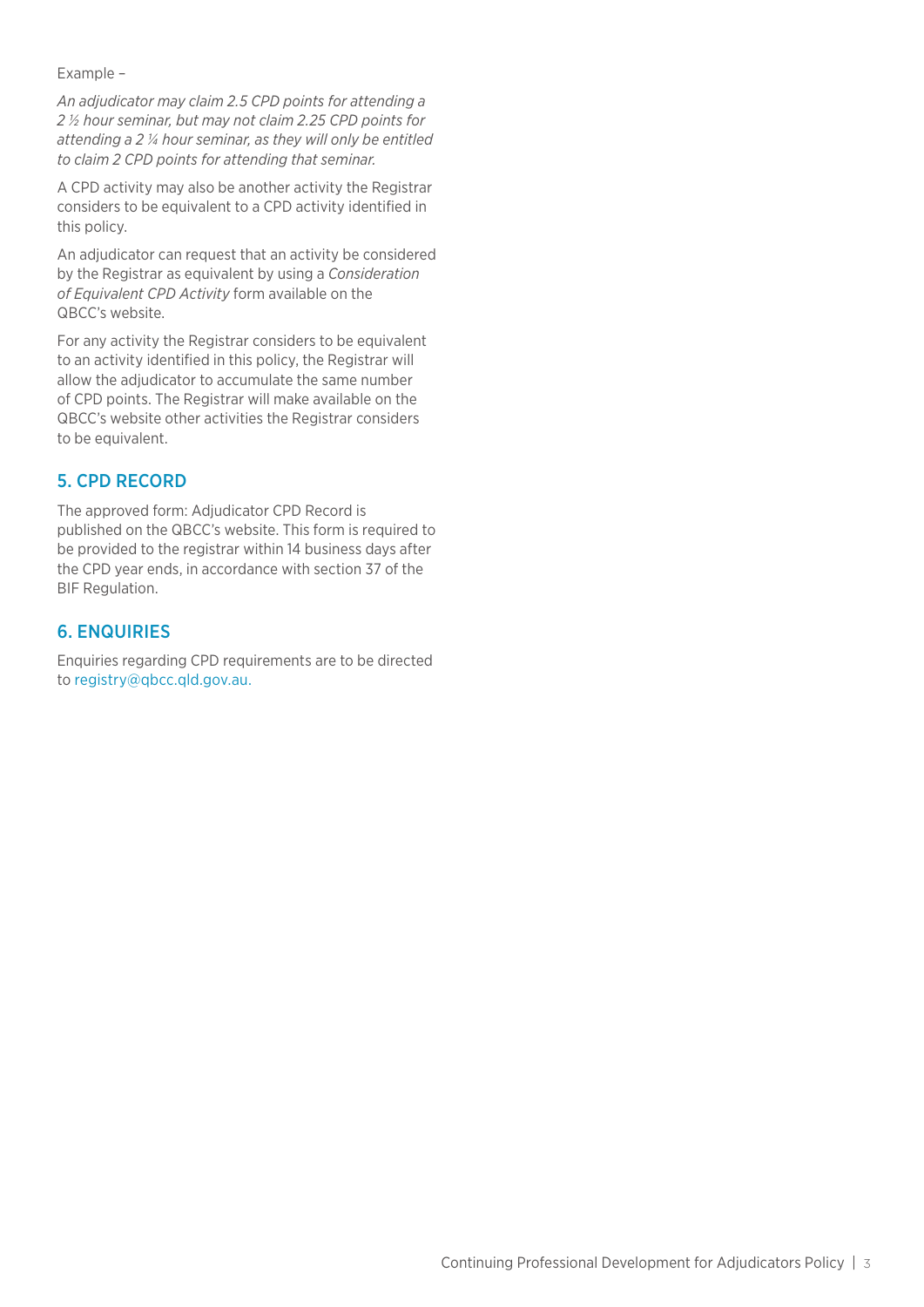Example –

*An adjudicator may claim 2.5 CPD points for attending a 2 ½ hour seminar, but may not claim 2.25 CPD points for attending a 2 ¼ hour seminar, as they will only be entitled to claim 2 CPD points for attending that seminar.*

A CPD activity may also be another activity the Registrar considers to be equivalent to a CPD activity identified in this policy.

An adjudicator can request that an activity be considered by the Registrar as equivalent by using a *Consideration of Equivalent CPD Activity* form available on the QBCC's website.

For any activity the Registrar considers to be equivalent to an activity identified in this policy, the Registrar will allow the adjudicator to accumulate the same number of CPD points. The Registrar will make available on the QBCC's website other activities the Registrar considers to be equivalent.

## 5. CPD RECORD

The approved form: Adjudicator CPD Record is published on the QBCC's website. This form is required to be provided to the registrar within 14 business days after the CPD year ends, in accordance with section 37 of the BIF Regulation.

## 6. ENQUIRIES

Enquiries regarding CPD requirements are to be directed to registry@qbcc.qld.gov.au.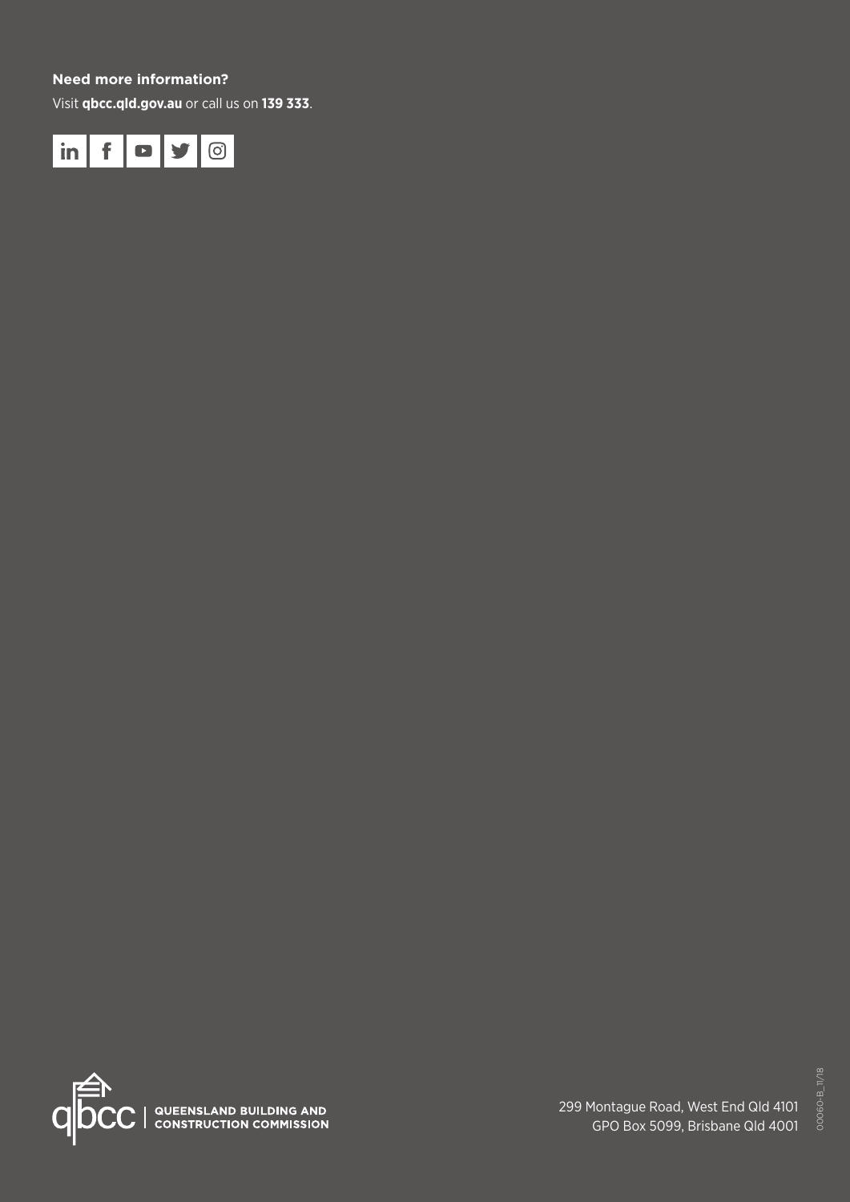**Need more information?**

Visit **qbcc.qld.gov.au** or call us on **139 333**.

QUEENSLAND BUILDING AND CONSTRUCTION COMMISSION

299 Montague Road, West End Qld 4101
GPO Box 5099, Brisbane Qld 4001

00060-B_11/18